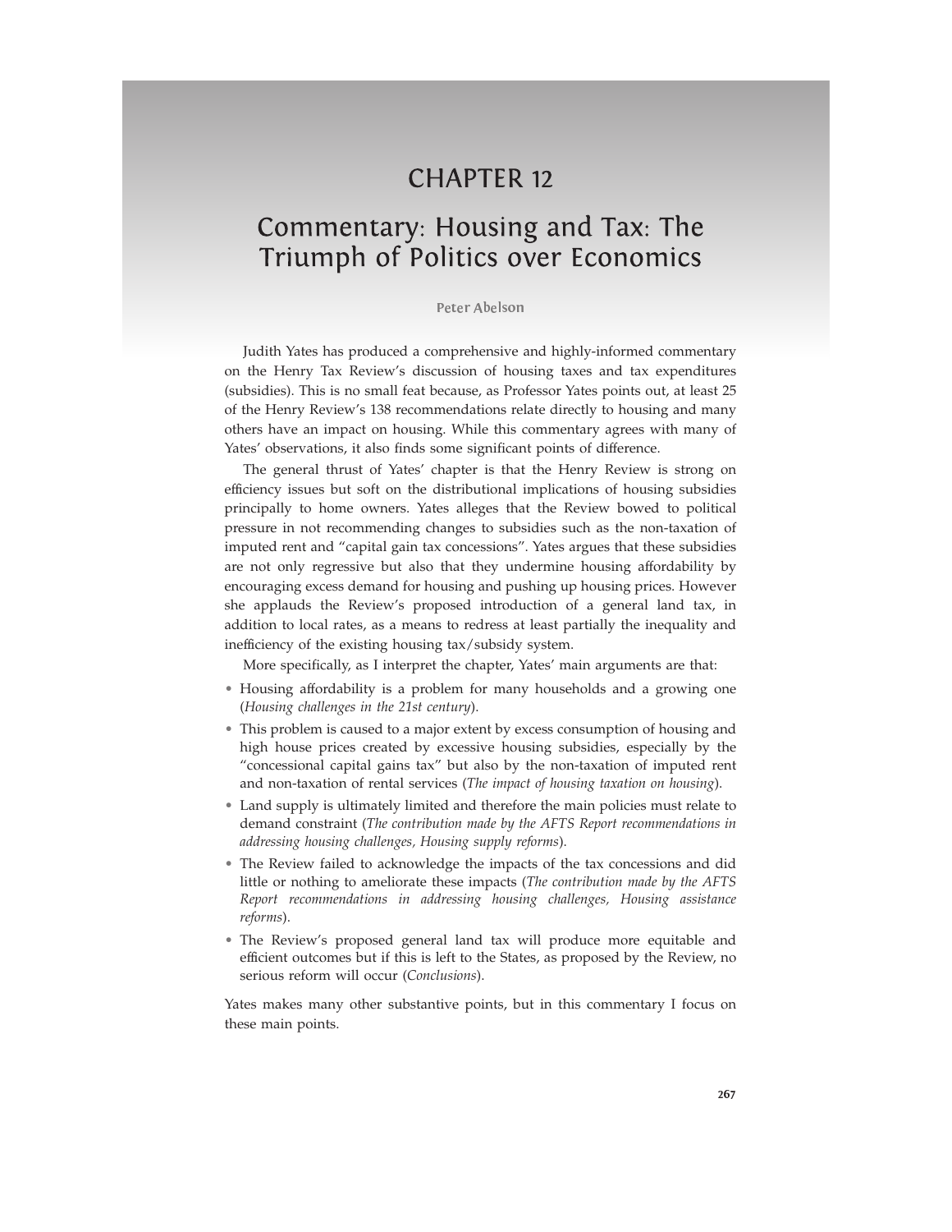# CHAPTER 12

# Commentary: Housing and Tax: The Triumph of Politics over Economics

Peter Abelson

Judith Yates has produced a comprehensive and highly-informed commentary on the Henry Tax Review's discussion of housing taxes and tax expenditures (subsidies). This is no small feat because, as Professor Yates points out, at least 25 of the Henry Review's 138 recommendations relate directly to housing and many others have an impact on housing. While this commentary agrees with many of Yates' observations, it also finds some significant points of difference.

The general thrust of Yates' chapter is that the Henry Review is strong on efficiency issues but soft on the distributional implications of housing subsidies principally to home owners. Yates alleges that the Review bowed to political pressure in not recommending changes to subsidies such as the non-taxation of imputed rent and "capital gain tax concessions". Yates argues that these subsidies are not only regressive but also that they undermine housing affordability by encouraging excess demand for housing and pushing up housing prices. However she applauds the Review's proposed introduction of a general land tax, in addition to local rates, as a means to redress at least partially the inequality and inefficiency of the existing housing tax/subsidy system.

More specifically, as I interpret the chapter, Yates' main arguments are that:

- Housing affordability is a problem for many households and a growing one (*Housing challenges in the 21st century*).
- This problem is caused to a major extent by excess consumption of housing and high house prices created by excessive housing subsidies, especially by the "concessional capital gains tax" but also by the non-taxation of imputed rent and non-taxation of rental services (*The impact of housing taxation on housing*).
- Land supply is ultimately limited and therefore the main policies must relate to demand constraint (*The contribution made by the AFTS Report recommendations in addressing housing challenges, Housing supply reforms*).
- The Review failed to acknowledge the impacts of the tax concessions and did little or nothing to ameliorate these impacts (*The contribution made by the AFTS Report recommendations in addressing housing challenges, Housing assistance reforms*).
- The Review's proposed general land tax will produce more equitable and efficient outcomes but if this is left to the States, as proposed by the Review, no serious reform will occur (*Conclusions*).

Yates makes many other substantive points, but in this commentary I focus on these main points.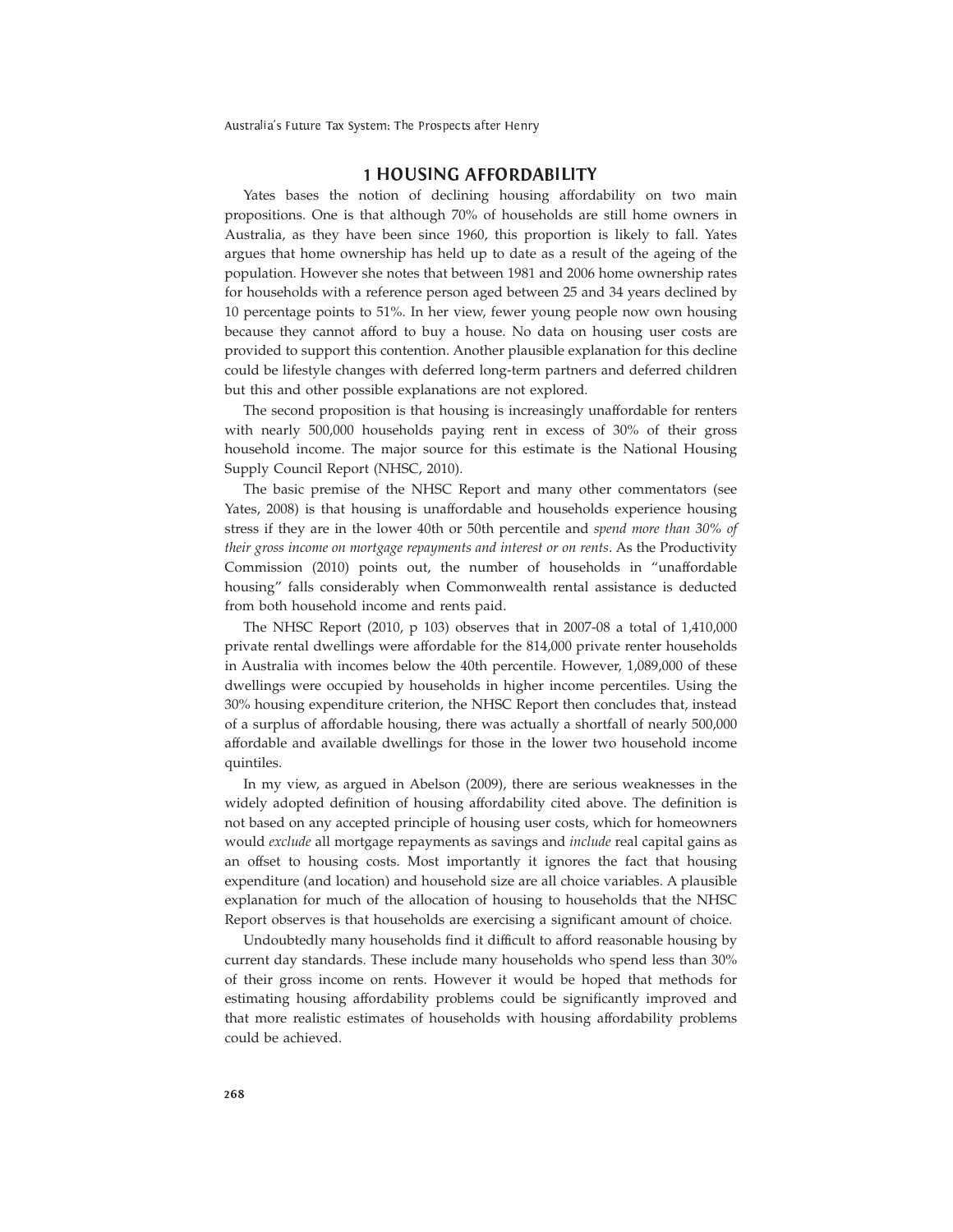## 1 HOUSING AFFORDABILITY

Yates bases the notion of declining housing affordability on two main propositions. One is that although 70% of households are still home owners in Australia, as they have been since 1960, this proportion is likely to fall. Yates argues that home ownership has held up to date as a result of the ageing of the population. However she notes that between 1981 and 2006 home ownership rates for households with a reference person aged between 25 and 34 years declined by 10 percentage points to 51%. In her view, fewer young people now own housing because they cannot afford to buy a house. No data on housing user costs are provided to support this contention. Another plausible explanation for this decline could be lifestyle changes with deferred long-term partners and deferred children but this and other possible explanations are not explored.

The second proposition is that housing is increasingly unaffordable for renters with nearly 500,000 households paying rent in excess of 30% of their gross household income. The major source for this estimate is the National Housing Supply Council Report (NHSC, 2010).

The basic premise of the NHSC Report and many other commentators (see Yates, 2008) is that housing is unaffordable and households experience housing stress if they are in the lower 40th or 50th percentile and *spend more than 30% of their gross income on mortgage repayments and interest or on rents*. As the Productivity Commission (2010) points out, the number of households in "unaffordable housing" falls considerably when Commonwealth rental assistance is deducted from both household income and rents paid.

The NHSC Report (2010, p 103) observes that in 2007-08 a total of 1,410,000 private rental dwellings were affordable for the 814,000 private renter households in Australia with incomes below the 40th percentile. However, 1,089,000 of these dwellings were occupied by households in higher income percentiles. Using the 30% housing expenditure criterion, the NHSC Report then concludes that, instead of a surplus of affordable housing, there was actually a shortfall of nearly 500,000 affordable and available dwellings for those in the lower two household income quintiles.

In my view, as argued in Abelson (2009), there are serious weaknesses in the widely adopted definition of housing affordability cited above. The definition is not based on any accepted principle of housing user costs, which for homeowners would *exclude* all mortgage repayments as savings and *include* real capital gains as an offset to housing costs. Most importantly it ignores the fact that housing expenditure (and location) and household size are all choice variables. A plausible explanation for much of the allocation of housing to households that the NHSC Report observes is that households are exercising a significant amount of choice.

Undoubtedly many households find it difficult to afford reasonable housing by current day standards. These include many households who spend less than 30% of their gross income on rents. However it would be hoped that methods for estimating housing affordability problems could be significantly improved and that more realistic estimates of households with housing affordability problems could be achieved.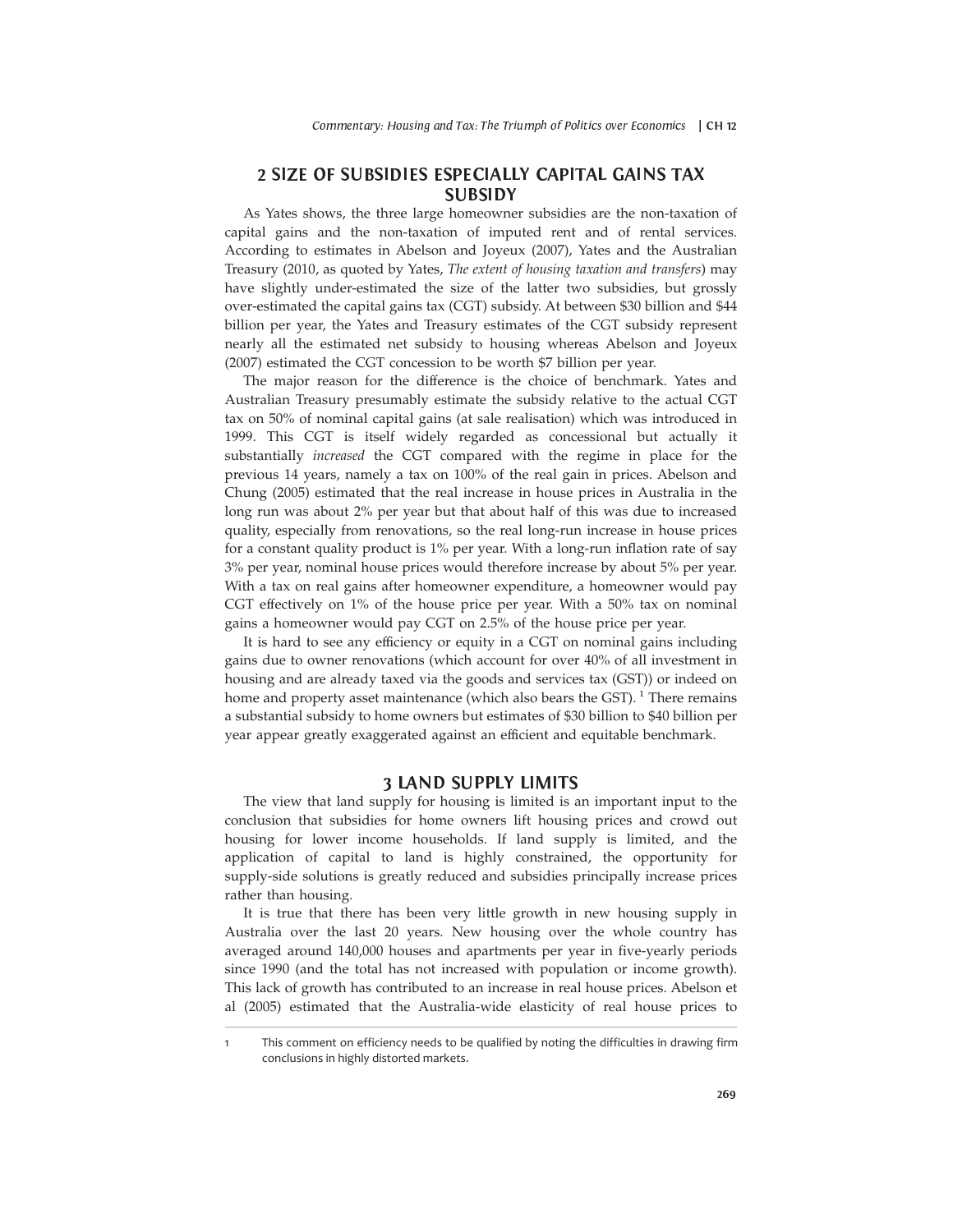## 2 SIZE OF SUBSIDIES ESPECIALLY CAPITAL GAINS TAX SUBSIDY

As Yates shows, the three large homeowner subsidies are the non-taxation of capital gains and the non-taxation of imputed rent and of rental services. According to estimates in Abelson and Joyeux (2007), Yates and the Australian Treasury (2010, as quoted by Yates, *The extent of housing taxation and transfers*) may have slightly under-estimated the size of the latter two subsidies, but grossly over-estimated the capital gains tax (CGT) subsidy. At between $30 billion and $44 billion per year, the Yates and Treasury estimates of the CGT subsidy represent nearly all the estimated net subsidy to housing whereas Abelson and Joyeux (2007) estimated the CGT concession to be worth $7 billion per year.

The major reason for the difference is the choice of benchmark. Yates and Australian Treasury presumably estimate the subsidy relative to the actual CGT tax on 50% of nominal capital gains (at sale realisation) which was introduced in 1999. This CGT is itself widely regarded as concessional but actually it substantially *increased* the CGT compared with the regime in place for the previous 14 years, namely a tax on 100% of the real gain in prices. Abelson and Chung (2005) estimated that the real increase in house prices in Australia in the long run was about 2% per year but that about half of this was due to increased quality, especially from renovations, so the real long-run increase in house prices for a constant quality product is 1% per year. With a long-run inflation rate of say 3% per year, nominal house prices would therefore increase by about 5% per year. With a tax on real gains after homeowner expenditure, a homeowner would pay CGT effectively on 1% of the house price per year. With a 50% tax on nominal gains a homeowner would pay CGT on 2.5% of the house price per year.

It is hard to see any efficiency or equity in a CGT on nominal gains including gains due to owner renovations (which account for over 40% of all investment in housing and are already taxed via the goods and services tax (GST)) or indeed on home and property asset maintenance (which also bears the GST).[1] There remains a substantial subsidy to home owners but estimates of $30 billion to $40 billion per year appear greatly exaggerated against an efficient and equitable benchmark.

## 3 LAND SUPPLY LIMITS

The view that land supply for housing is limited is an important input to the conclusion that subsidies for home owners lift housing prices and crowd out housing for lower income households. If land supply is limited, and the application of capital to land is highly constrained, the opportunity for supply-side solutions is greatly reduced and subsidies principally increase prices rather than housing.

It is true that there has been very little growth in new housing supply in Australia over the last 20 years. New housing over the whole country has averaged around 140,000 houses and apartments per year in five-yearly periods since 1990 (and the total has not increased with population or income growth). This lack of growth has contributed to an increase in real house prices. Abelson et al (2005) estimated that the Australia-wide elasticity of real house prices to

---

1 This comment on efficiency needs to be qualified by noting the difficulties in drawing firm conclusions in highly distorted markets.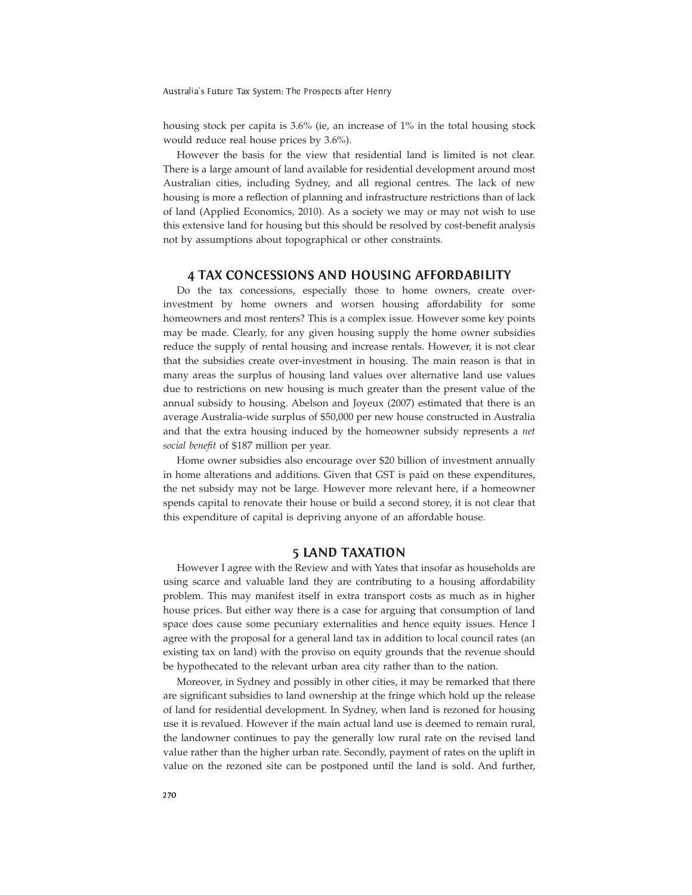housing stock per capita is 3.6% (ie, an increase of 1% in the total housing stock would reduce real house prices by 3.6%).

However the basis for the view that residential land is limited is not clear. There is a large amount of land available for residential development around most Australian cities, including Sydney, and all regional centres. The lack of new housing is more a reflection of planning and infrastructure restrictions than of lack of land (Applied Economics, 2010). As a society we may or may not wish to use this extensive land for housing but this should be resolved by cost-benefit analysis not by assumptions about topographical or other constraints.

## 4 TAX CONCESSIONS AND HOUSING AFFORDABILITY

Do the tax concessions, especially those to home owners, create over-investment by home owners and worsen housing affordability for some homeowners and most renters? This is a complex issue. However some key points may be made. Clearly, for any given housing supply the home owner subsidies reduce the supply of rental housing and increase rentals. However, it is not clear that the subsidies create over-investment in housing. The main reason is that in many areas the surplus of housing land values over alternative land use values due to restrictions on new housing is much greater than the present value of the annual subsidy to housing. Abelson and Joyeux (2007) estimated that there is an average Australia-wide surplus of $50,000 per new house constructed in Australia and that the extra housing induced by the homeowner subsidy represents a *net social benefit* of $187 million per year.

Home owner subsidies also encourage over $20 billion of investment annually in home alterations and additions. Given that GST is paid on these expenditures, the net subsidy may not be large. However more relevant here, if a homeowner spends capital to renovate their house or build a second storey, it is not clear that this expenditure of capital is depriving anyone of an affordable house.

## 5 LAND TAXATION

However I agree with the Review and with Yates that insofar as households are using scarce and valuable land they are contributing to a housing affordability problem. This may manifest itself in extra transport costs as much as in higher house prices. But either way there is a case for arguing that consumption of land space does cause some pecuniary externalities and hence equity issues. Hence I agree with the proposal for a general land tax in addition to local council rates (an existing tax on land) with the proviso on equity grounds that the revenue should be hypothecated to the relevant urban area city rather than to the nation.

Moreover, in Sydney and possibly in other cities, it may be remarked that there are significant subsidies to land ownership at the fringe which hold up the release of land for residential development. In Sydney, when land is rezoned for housing use it is revalued. However if the main actual land use is deemed to remain rural, the landowner continues to pay the generally low rural rate on the revised land value rather than the higher urban rate. Secondly, payment of rates on the uplift in value on the rezoned site can be postponed until the land is sold. And further,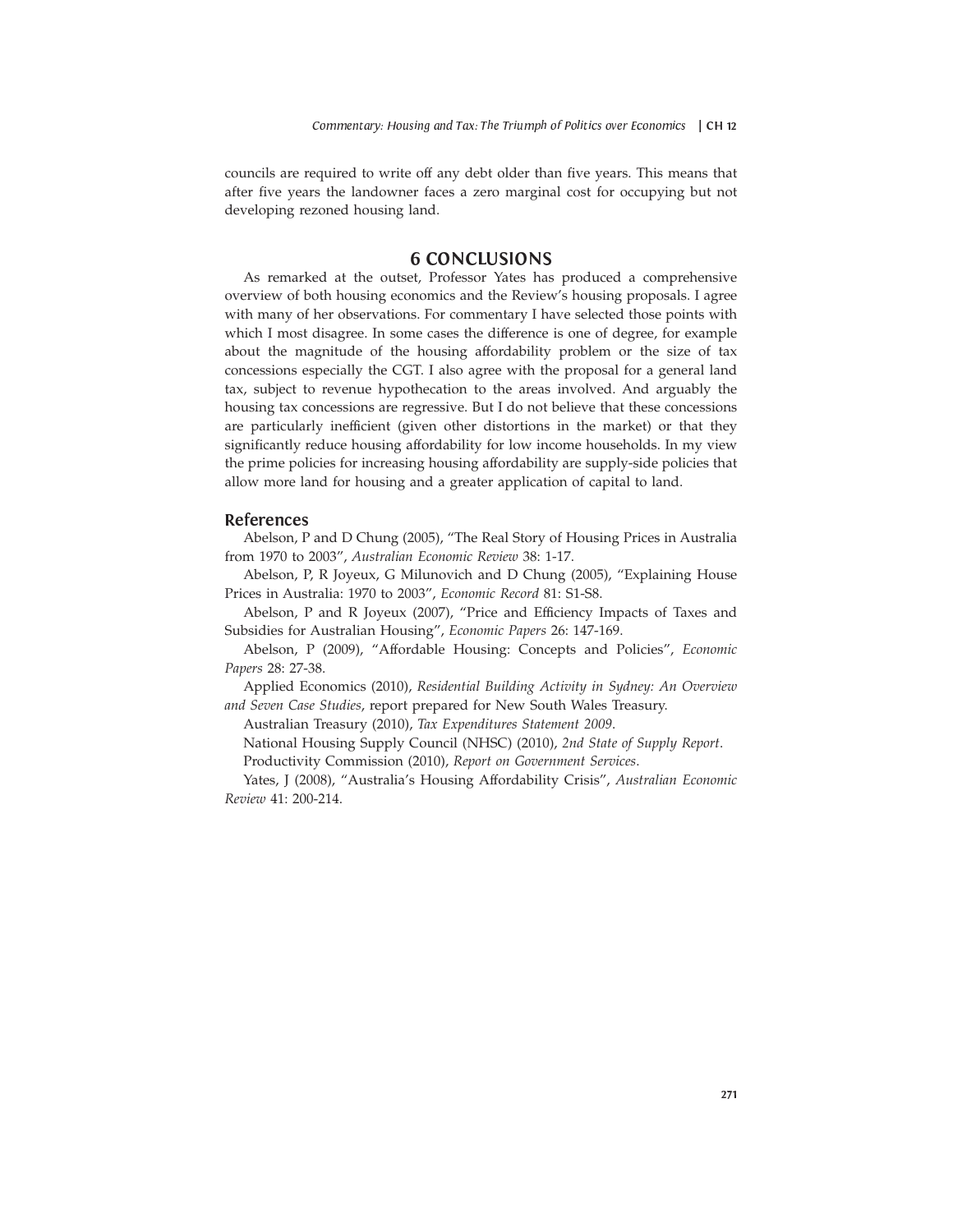councils are required to write off any debt older than five years. This means that after five years the landowner faces a zero marginal cost for occupying but not developing rezoned housing land.

## 6 CONCLUSIONS

As remarked at the outset, Professor Yates has produced a comprehensive overview of both housing economics and the Review's housing proposals. I agree with many of her observations. For commentary I have selected those points with which I most disagree. In some cases the difference is one of degree, for example about the magnitude of the housing affordability problem or the size of tax concessions especially the CGT. I also agree with the proposal for a general land tax, subject to revenue hypothecation to the areas involved. And arguably the housing tax concessions are regressive. But I do not believe that these concessions are particularly inefficient (given other distortions in the market) or that they significantly reduce housing affordability for low income households. In my view the prime policies for increasing housing affordability are supply-side policies that allow more land for housing and a greater application of capital to land.

### References

Abelson, P and D Chung (2005), "The Real Story of Housing Prices in Australia from 1970 to 2003", *Australian Economic Review* 38: 1-17.

Abelson, P, R Joyeux, G Milunovich and D Chung (2005), "Explaining House Prices in Australia: 1970 to 2003", *Economic Record* 81: S1-S8.

Abelson, P and R Joyeux (2007), "Price and Efficiency Impacts of Taxes and Subsidies for Australian Housing", *Economic Papers* 26: 147-169.

Abelson, P (2009), "Affordable Housing: Concepts and Policies", *Economic Papers* 28: 27-38.

Applied Economics (2010), *Residential Building Activity in Sydney: An Overview and Seven Case Studies*, report prepared for New South Wales Treasury.

Australian Treasury (2010), *Tax Expenditures Statement 2009*.

National Housing Supply Council (NHSC) (2010), *2nd State of Supply Report*.

Productivity Commission (2010), *Report on Government Services*.

Yates, J (2008), "Australia's Housing Affordability Crisis", *Australian Economic Review* 41: 200-214.